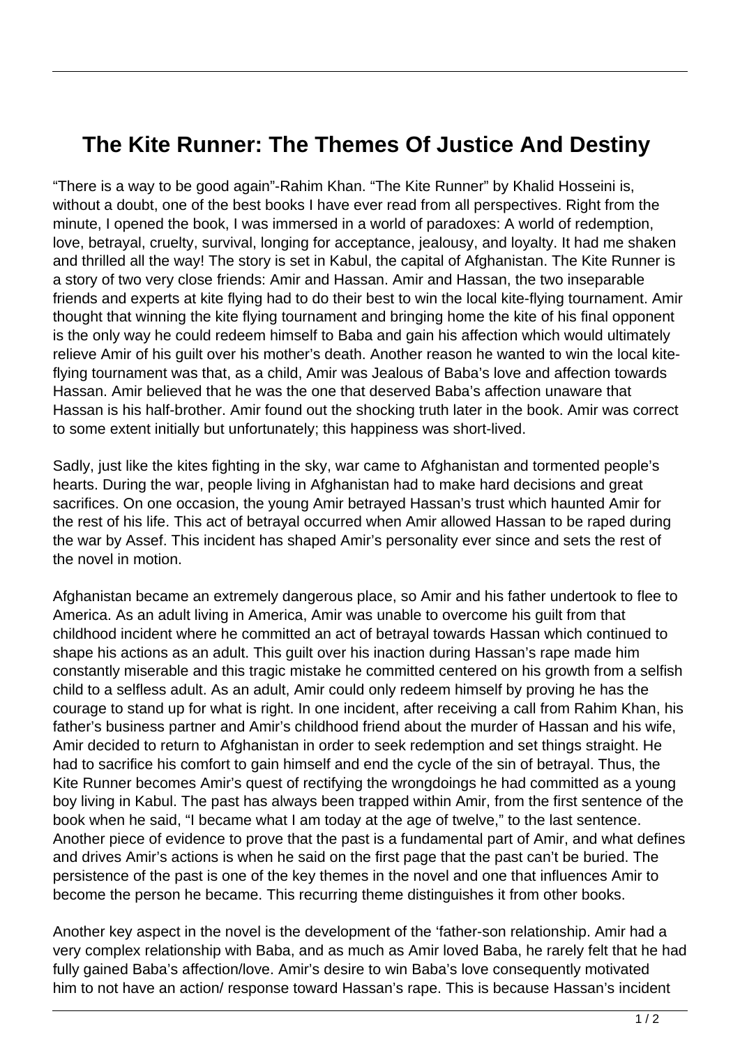# The Kite Runner: The Themes Of Justice And Destiny

"There is a way to be good again"-Rahim Khan. "The Kite Runner" by Khalid Hosseini is, without a doubt, one of the best books I have ever read from all perspectives. Right from the minute, I opened the book, I was immersed in a world of paradoxes: A world of redemption, love, betrayal, cruelty, survival, longing for acceptance, jealousy, and loyalty. It had me shaken and thrilled all the way! The story is set in Kabul, the capital of Afghanistan. The Kite Runner is a story of two very close friends: Amir and Hassan. Amir and Hassan, the two inseparable friends and experts at kite flying had to do their best to win the local kite-flying tournament. Amir thought that winning the kite flying tournament and bringing home the kite of his final opponent is the only way he could redeem himself to Baba and gain his affection which would ultimately relieve Amir of his guilt over his mother's death. Another reason he wanted to win the local kite-flying tournament was that, as a child, Amir was Jealous of Baba's love and affection towards Hassan. Amir believed that he was the one that deserved Baba's affection unaware that Hassan is his half-brother. Amir found out the shocking truth later in the book. Amir was correct to some extent initially but unfortunately; this happiness was short-lived.

Sadly, just like the kites fighting in the sky, war came to Afghanistan and tormented people's hearts. During the war, people living in Afghanistan had to make hard decisions and great sacrifices. On one occasion, the young Amir betrayed Hassan's trust which haunted Amir for the rest of his life. This act of betrayal occurred when Amir allowed Hassan to be raped during the war by Assef. This incident has shaped Amir's personality ever since and sets the rest of the novel in motion.

Afghanistan became an extremely dangerous place, so Amir and his father undertook to flee to America. As an adult living in America, Amir was unable to overcome his guilt from that childhood incident where he committed an act of betrayal towards Hassan which continued to shape his actions as an adult. This guilt over his inaction during Hassan's rape made him constantly miserable and this tragic mistake he committed centered on his growth from a selfish child to a selfless adult. As an adult, Amir could only redeem himself by proving he has the courage to stand up for what is right. In one incident, after receiving a call from Rahim Khan, his father's business partner and Amir's childhood friend about the murder of Hassan and his wife, Amir decided to return to Afghanistan in order to seek redemption and set things straight. He had to sacrifice his comfort to gain himself and end the cycle of the sin of betrayal. Thus, the Kite Runner becomes Amir's quest of rectifying the wrongdoings he had committed as a young boy living in Kabul. The past has always been trapped within Amir, from the first sentence of the book when he said, "I became what I am today at the age of twelve," to the last sentence. Another piece of evidence to prove that the past is a fundamental part of Amir, and what defines and drives Amir's actions is when he said on the first page that the past can't be buried. The persistence of the past is one of the key themes in the novel and one that influences Amir to become the person he became. This recurring theme distinguishes it from other books.

Another key aspect in the novel is the development of the 'father-son relationship. Amir had a very complex relationship with Baba, and as much as Amir loved Baba, he rarely felt that he had fully gained Baba's affection/love. Amir's desire to win Baba's love consequently motivated him to not have an action/ response toward Hassan's rape. This is because Hassan's incident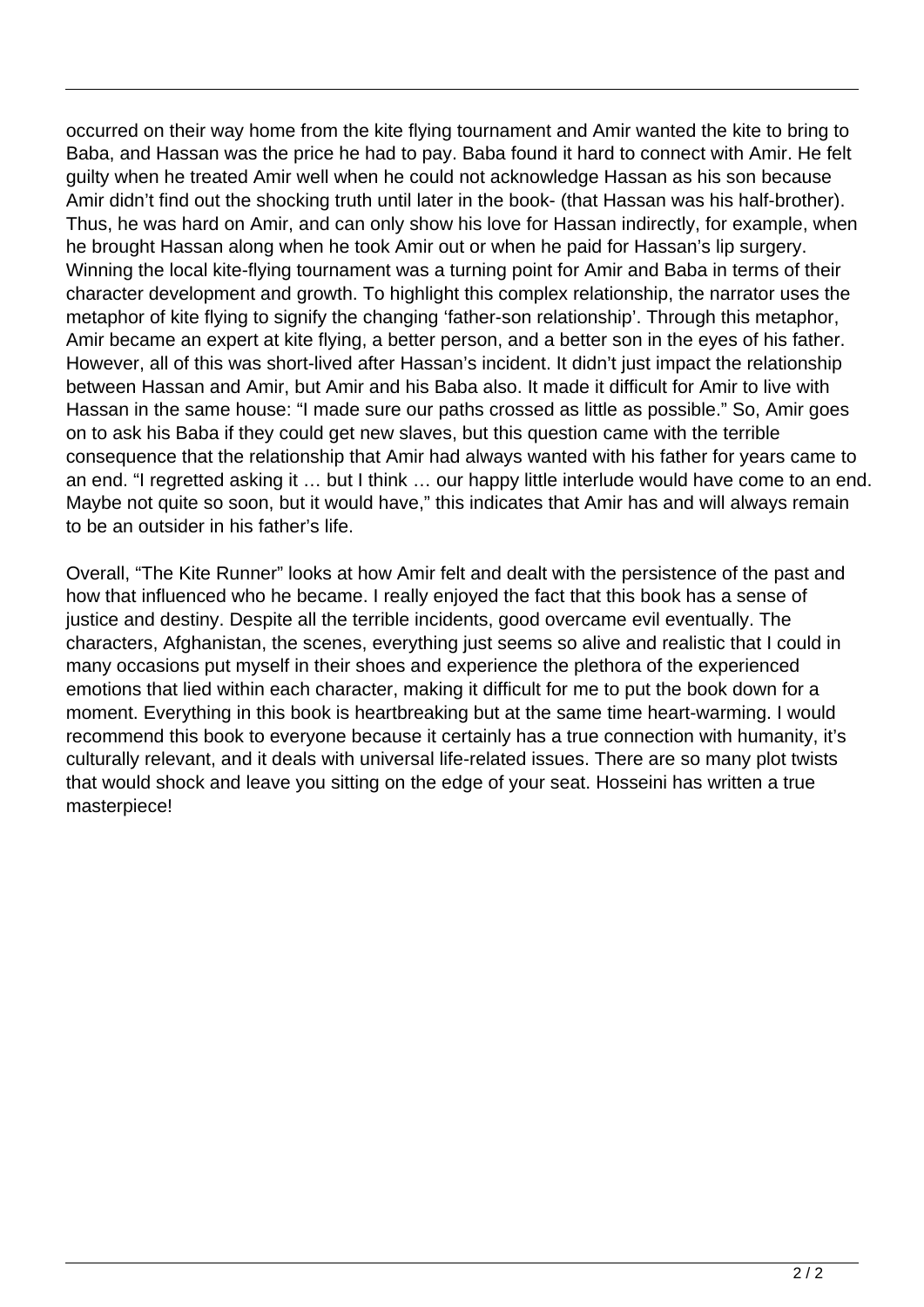occurred on their way home from the kite flying tournament and Amir wanted the kite to bring to Baba, and Hassan was the price he had to pay. Baba found it hard to connect with Amir. He felt guilty when he treated Amir well when he could not acknowledge Hassan as his son because Amir didn't find out the shocking truth until later in the book- (that Hassan was his half-brother). Thus, he was hard on Amir, and can only show his love for Hassan indirectly, for example, when he brought Hassan along when he took Amir out or when he paid for Hassan's lip surgery. Winning the local kite-flying tournament was a turning point for Amir and Baba in terms of their character development and growth. To highlight this complex relationship, the narrator uses the metaphor of kite flying to signify the changing 'father-son relationship'. Through this metaphor, Amir became an expert at kite flying, a better person, and a better son in the eyes of his father. However, all of this was short-lived after Hassan's incident. It didn't just impact the relationship between Hassan and Amir, but Amir and his Baba also. It made it difficult for Amir to live with Hassan in the same house: "I made sure our paths crossed as little as possible." So, Amir goes on to ask his Baba if they could get new slaves, but this question came with the terrible consequence that the relationship that Amir had always wanted with his father for years came to an end. "I regretted asking it … but I think … our happy little interlude would have come to an end. Maybe not quite so soon, but it would have," this indicates that Amir has and will always remain to be an outsider in his father's life.

Overall, "The Kite Runner" looks at how Amir felt and dealt with the persistence of the past and how that influenced who he became. I really enjoyed the fact that this book has a sense of justice and destiny. Despite all the terrible incidents, good overcame evil eventually. The characters, Afghanistan, the scenes, everything just seems so alive and realistic that I could in many occasions put myself in their shoes and experience the plethora of the experienced emotions that lied within each character, making it difficult for me to put the book down for a moment. Everything in this book is heartbreaking but at the same time heart-warming. I would recommend this book to everyone because it certainly has a true connection with humanity, it's culturally relevant, and it deals with universal life-related issues. There are so many plot twists that would shock and leave you sitting on the edge of your seat. Hosseini has written a true masterpiece!